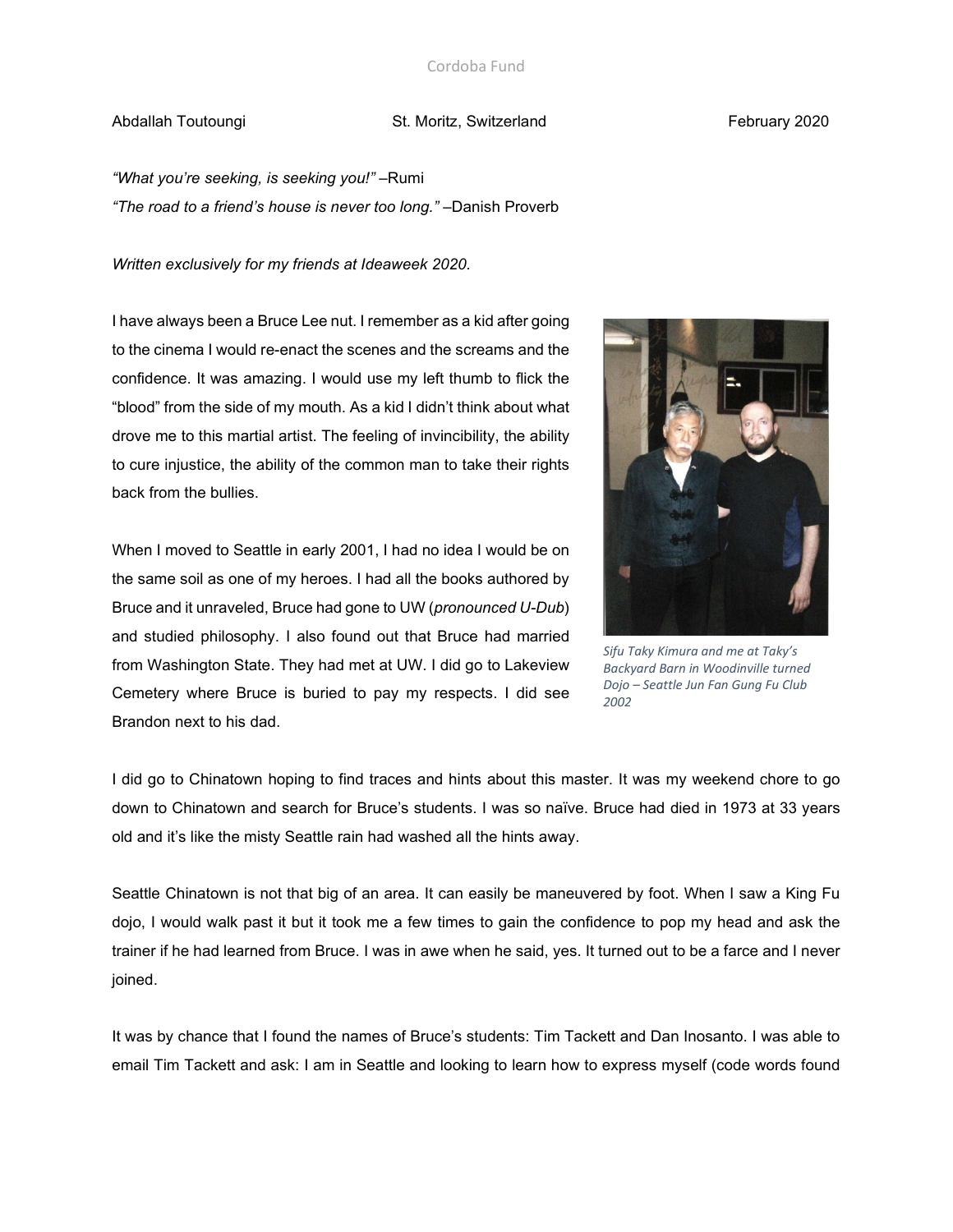Cordoba Fund

Abdallah Toutoungi St. Moritz, Switzerland February 2020

*"What you're seeking, is seeking you!"* –Rumi
*"The road to a friend's house is never too long."* –Danish Proverb

*Written exclusively for my friends at Ideaweek 2020*.

I have always been a Bruce Lee nut. I remember as a kid after going to the cinema I would re-enact the scenes and the screams and the confidence. It was amazing. I would use my left thumb to flick the "blood" from the side of my mouth. As a kid I didn't think about what drove me to this martial artist. The feeling of invincibility, the ability to cure injustice, the ability of the common man to take their rights back from the bullies.

When I moved to Seattle in early 2001, I had no idea I would be on the same soil as one of my heroes. I had all the books authored by Bruce and it unraveled, Bruce had gone to UW (*pronounced U-Dub*) and studied philosophy. I also found out that Bruce had married from Washington State. They had met at UW. I did go to Lakeview Cemetery where Bruce is buried to pay my respects. I did see Brandon next to his dad.

*Sifu Taky Kimura and me at Taky's Backyard Barn in Woodinville turned Dojo – Seattle Jun Fan Gung Fu Club 2002*

I did go to Chinatown hoping to find traces and hints about this master. It was my weekend chore to go down to Chinatown and search for Bruce's students. I was so naïve. Bruce had died in 1973 at 33 years old and it's like the misty Seattle rain had washed all the hints away.

Seattle Chinatown is not that big of an area. It can easily be maneuvered by foot. When I saw a King Fu dojo, I would walk past it but it took me a few times to gain the confidence to pop my head and ask the trainer if he had learned from Bruce. I was in awe when he said, yes. It turned out to be a farce and I never joined.

It was by chance that I found the names of Bruce's students: Tim Tackett and Dan Inosanto. I was able to email Tim Tackett and ask: I am in Seattle and looking to learn how to express myself (code words found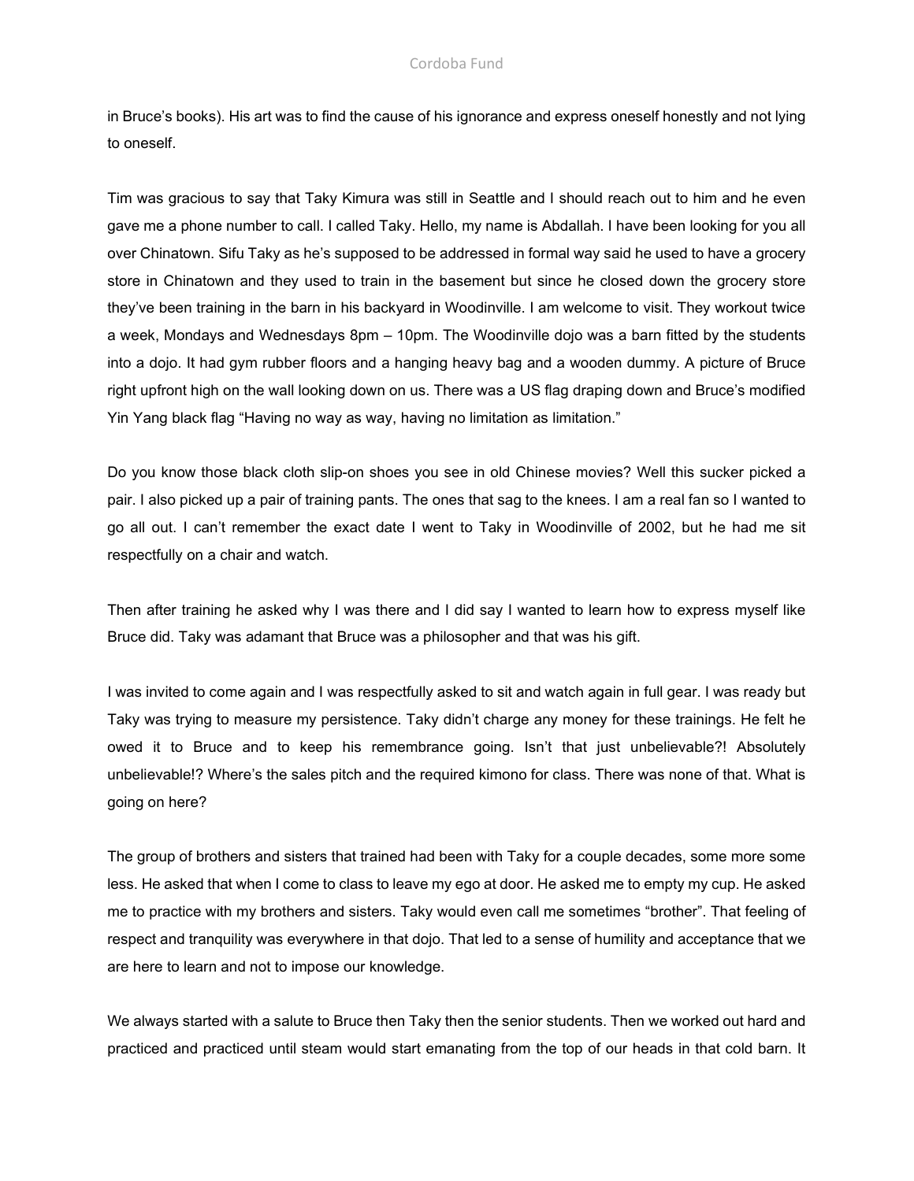in Bruce's books). His art was to find the cause of his ignorance and express oneself honestly and not lying to oneself.

Tim was gracious to say that Taky Kimura was still in Seattle and I should reach out to him and he even gave me a phone number to call. I called Taky. Hello, my name is Abdallah. I have been looking for you all over Chinatown. Sifu Taky as he's supposed to be addressed in formal way said he used to have a grocery store in Chinatown and they used to train in the basement but since he closed down the grocery store they've been training in the barn in his backyard in Woodinville. I am welcome to visit. They workout twice a week, Mondays and Wednesdays 8pm – 10pm. The Woodinville dojo was a barn fitted by the students into a dojo. It had gym rubber floors and a hanging heavy bag and a wooden dummy. A picture of Bruce right upfront high on the wall looking down on us. There was a US flag draping down and Bruce's modified Yin Yang black flag "Having no way as way, having no limitation as limitation."

Do you know those black cloth slip-on shoes you see in old Chinese movies? Well this sucker picked a pair. I also picked up a pair of training pants. The ones that sag to the knees. I am a real fan so I wanted to go all out. I can't remember the exact date I went to Taky in Woodinville of 2002, but he had me sit respectfully on a chair and watch.

Then after training he asked why I was there and I did say I wanted to learn how to express myself like Bruce did. Taky was adamant that Bruce was a philosopher and that was his gift.

I was invited to come again and I was respectfully asked to sit and watch again in full gear. I was ready but Taky was trying to measure my persistence. Taky didn't charge any money for these trainings. He felt he owed it to Bruce and to keep his remembrance going. Isn't that just unbelievable?! Absolutely unbelievable!? Where's the sales pitch and the required kimono for class. There was none of that. What is going on here?

The group of brothers and sisters that trained had been with Taky for a couple decades, some more some less. He asked that when I come to class to leave my ego at door. He asked me to empty my cup. He asked me to practice with my brothers and sisters. Taky would even call me sometimes "brother". That feeling of respect and tranquility was everywhere in that dojo. That led to a sense of humility and acceptance that we are here to learn and not to impose our knowledge.

We always started with a salute to Bruce then Taky then the senior students. Then we worked out hard and practiced and practiced until steam would start emanating from the top of our heads in that cold barn. It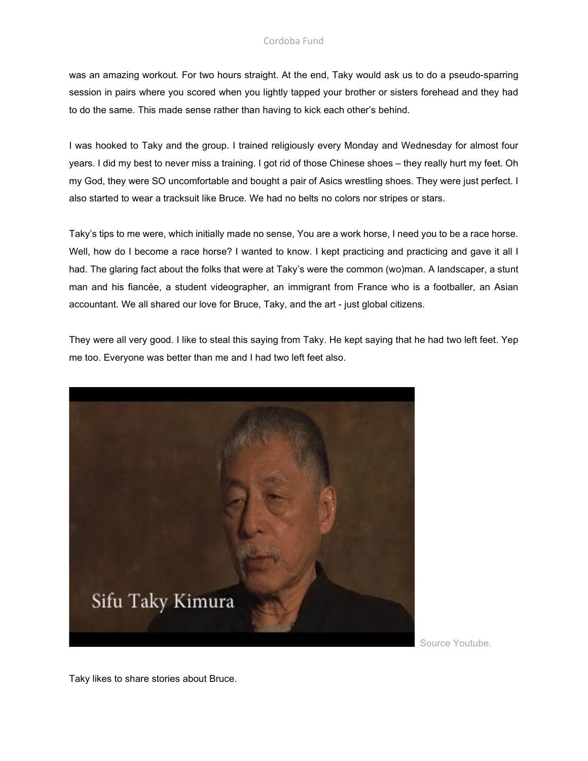was an amazing workout. For two hours straight. At the end, Taky would ask us to do a pseudo-sparring session in pairs where you scored when you lightly tapped your brother or sisters forehead and they had to do the same. This made sense rather than having to kick each other's behind.

I was hooked to Taky and the group. I trained religiously every Monday and Wednesday for almost four years. I did my best to never miss a training. I got rid of those Chinese shoes – they really hurt my feet. Oh my God, they were SO uncomfortable and bought a pair of Asics wrestling shoes. They were just perfect. I also started to wear a tracksuit like Bruce. We had no belts no colors nor stripes or stars.

Taky's tips to me were, which initially made no sense, You are a work horse, I need you to be a race horse. Well, how do I become a race horse? I wanted to know. I kept practicing and practicing and gave it all I had. The glaring fact about the folks that were at Taky's were the common (wo)man. A landscaper, a stunt man and his fiancée, a student videographer, an immigrant from France who is a footballer, an Asian accountant. We all shared our love for Bruce, Taky, and the art - just global citizens.

They were all very good. I like to steal this saying from Taky. He kept saying that he had two left feet. Yep me too. Everyone was better than me and I had two left feet also.

Sifu Taky Kimura

Source Youtube.

Taky likes to share stories about Bruce.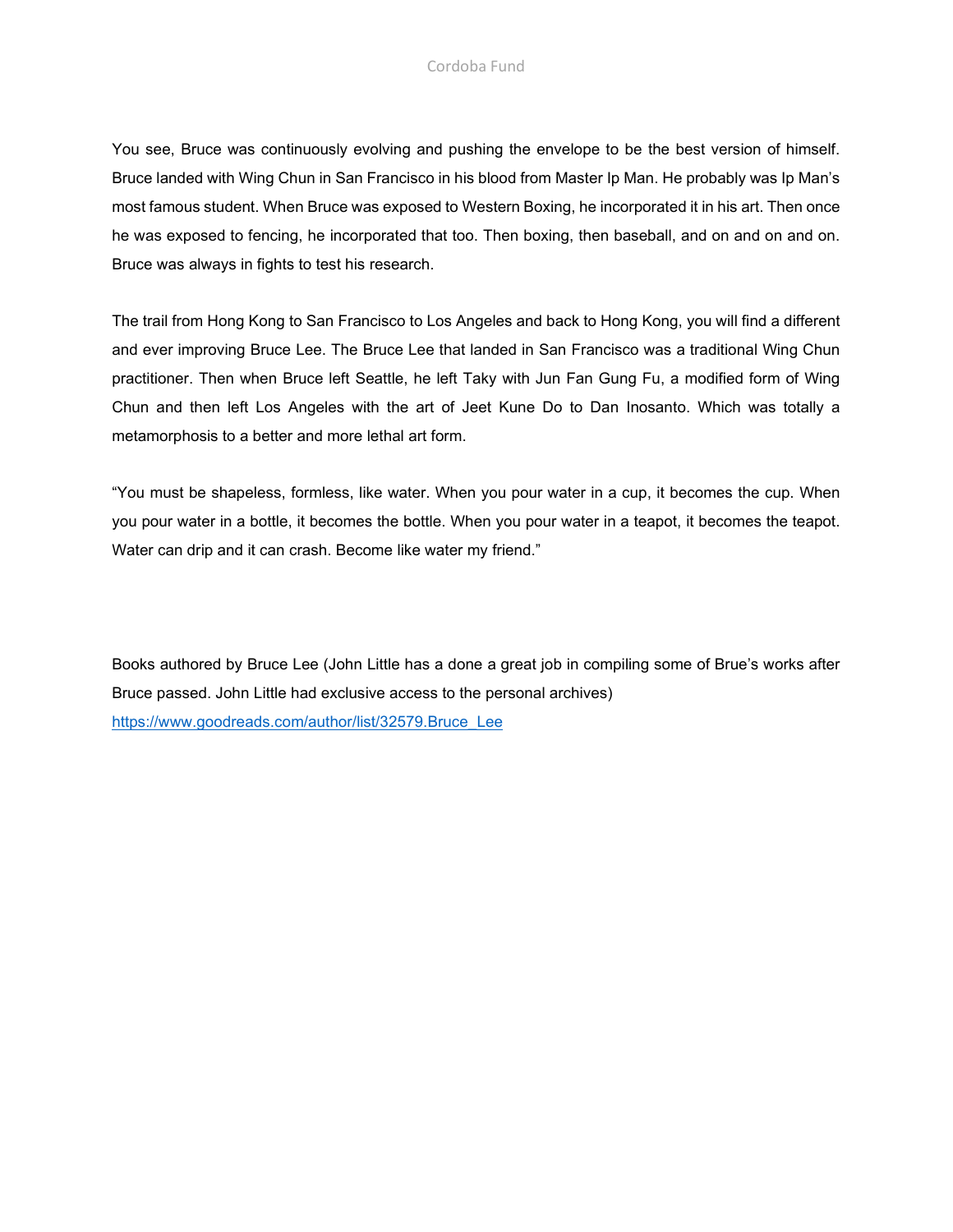You see, Bruce was continuously evolving and pushing the envelope to be the best version of himself. Bruce landed with Wing Chun in San Francisco in his blood from Master Ip Man. He probably was Ip Man's most famous student. When Bruce was exposed to Western Boxing, he incorporated it in his art. Then once he was exposed to fencing, he incorporated that too. Then boxing, then baseball, and on and on and on. Bruce was always in fights to test his research.

The trail from Hong Kong to San Francisco to Los Angeles and back to Hong Kong, you will find a different and ever improving Bruce Lee. The Bruce Lee that landed in San Francisco was a traditional Wing Chun practitioner. Then when Bruce left Seattle, he left Taky with Jun Fan Gung Fu, a modified form of Wing Chun and then left Los Angeles with the art of Jeet Kune Do to Dan Inosanto. Which was totally a metamorphosis to a better and more lethal art form.

"You must be shapeless, formless, like water. When you pour water in a cup, it becomes the cup. When you pour water in a bottle, it becomes the bottle. When you pour water in a teapot, it becomes the teapot. Water can drip and it can crash. Become like water my friend."

Books authored by Bruce Lee (John Little has a done a great job in compiling some of Brue's works after Bruce passed. John Little had exclusive access to the personal archives)
https://www.goodreads.com/author/list/32579.Bruce_Lee